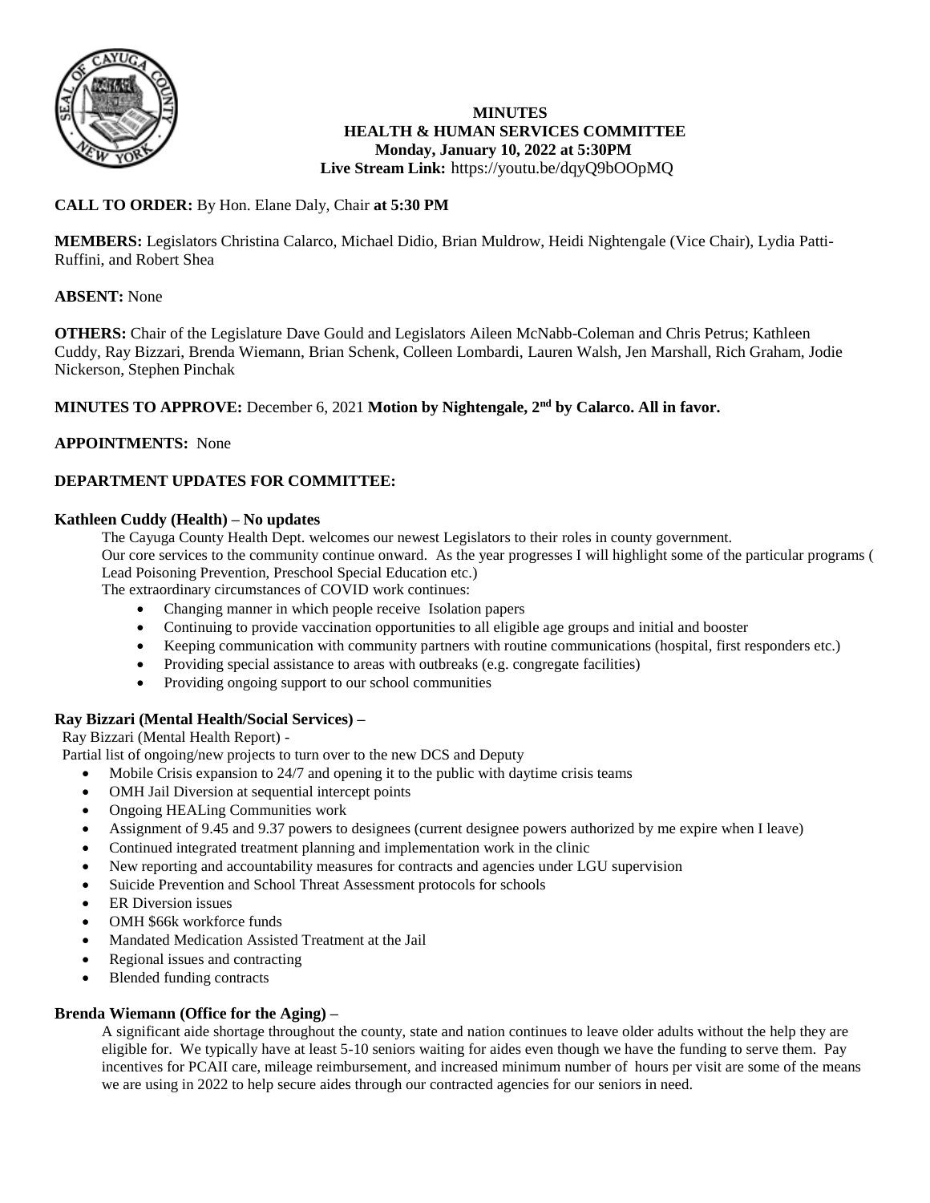**MINUTES**
**HEALTH & HUMAN SERVICES COMMITTEE**
**Monday, January 10, 2022 at 5:30PM**
**Live Stream Link:** https://youtu.be/dqyQ9bOOpMQ

**CALL TO ORDER:** By Hon. Elane Daly, Chair **at 5:30 PM**

**MEMBERS:** Legislators Christina Calarco, Michael Didio, Brian Muldrow, Heidi Nightengale (Vice Chair), Lydia Patti-Ruffini, and Robert Shea

**ABSENT:** None

**OTHERS:** Chair of the Legislature Dave Gould and Legislators Aileen McNabb-Coleman and Chris Petrus; Kathleen Cuddy, Ray Bizzari, Brenda Wiemann, Brian Schenk, Colleen Lombardi, Lauren Walsh, Jen Marshall, Rich Graham, Jodie Nickerson, Stephen Pinchak

**MINUTES TO APPROVE:** December 6, 2021 **Motion by Nightengale, 2nd by Calarco. All in favor.**

**APPOINTMENTS:** None

**DEPARTMENT UPDATES FOR COMMITTEE:**

**Kathleen Cuddy (Health) – No updates**

The Cayuga County Health Dept. welcomes our newest Legislators to their roles in county government.
Our core services to the community continue onward. As the year progresses I will highlight some of the particular programs ( Lead Poisoning Prevention, Preschool Special Education etc.)
The extraordinary circumstances of COVID work continues:

- Changing manner in which people receive Isolation papers
- Continuing to provide vaccination opportunities to all eligible age groups and initial and booster
- Keeping communication with community partners with routine communications (hospital, first responders etc.)
- Providing special assistance to areas with outbreaks (e.g. congregate facilities)
- Providing ongoing support to our school communities

**Ray Bizzari (Mental Health/Social Services) –**

Ray Bizzari (Mental Health Report) -
Partial list of ongoing/new projects to turn over to the new DCS and Deputy

- Mobile Crisis expansion to 24/7 and opening it to the public with daytime crisis teams
- OMH Jail Diversion at sequential intercept points
- Ongoing HEALing Communities work
- Assignment of 9.45 and 9.37 powers to designees (current designee powers authorized by me expire when I leave)
- Continued integrated treatment planning and implementation work in the clinic
- New reporting and accountability measures for contracts and agencies under LGU supervision
- Suicide Prevention and School Threat Assessment protocols for schools
- ER Diversion issues
- OMH $66k workforce funds
- Mandated Medication Assisted Treatment at the Jail
- Regional issues and contracting
- Blended funding contracts

**Brenda Wiemann (Office for the Aging) –**

A significant aide shortage throughout the county, state and nation continues to leave older adults without the help they are eligible for. We typically have at least 5-10 seniors waiting for aides even though we have the funding to serve them. Pay incentives for PCAII care, mileage reimbursement, and increased minimum number of hours per visit are some of the means we are using in 2022 to help secure aides through our contracted agencies for our seniors in need.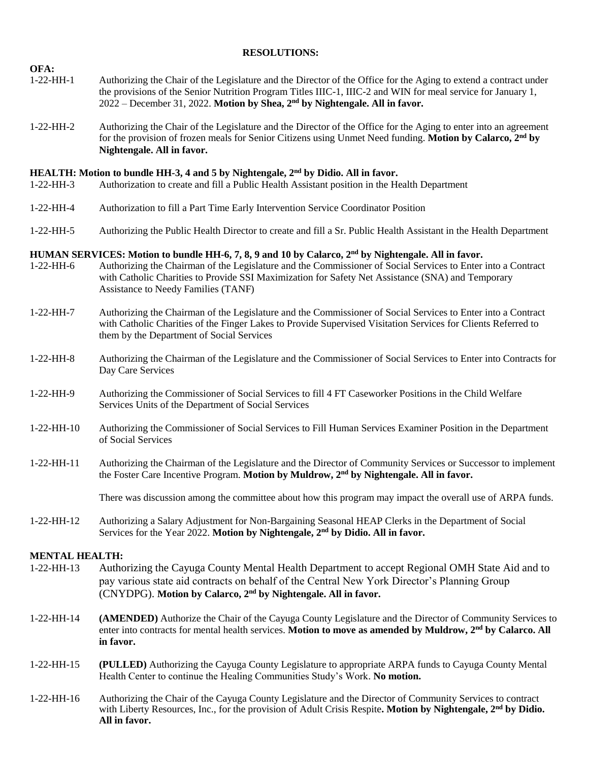**RESOLUTIONS:**

**OFA:**

1-22-HH-1 Authorizing the Chair of the Legislature and the Director of the Office for the Aging to extend a contract under the provisions of the Senior Nutrition Program Titles IIIC-1, IIIC-2 and WIN for meal service for January 1, 2022 – December 31, 2022. **Motion by Shea, 2nd by Nightengale. All in favor.**

1-22-HH-2 Authorizing the Chair of the Legislature and the Director of the Office for the Aging to enter into an agreement for the provision of frozen meals for Senior Citizens using Unmet Need funding. **Motion by Calarco, 2nd by Nightengale. All in favor.**

**HEALTH: Motion to bundle HH-3, 4 and 5 by Nightengale, 2nd by Didio. All in favor.**

1-22-HH-3 Authorization to create and fill a Public Health Assistant position in the Health Department

1-22-HH-4 Authorization to fill a Part Time Early Intervention Service Coordinator Position

1-22-HH-5 Authorizing the Public Health Director to create and fill a Sr. Public Health Assistant in the Health Department

**HUMAN SERVICES: Motion to bundle HH-6, 7, 8, 9 and 10 by Calarco, 2nd by Nightengale. All in favor.**

1-22-HH-6 Authorizing the Chairman of the Legislature and the Commissioner of Social Services to Enter into a Contract with Catholic Charities to Provide SSI Maximization for Safety Net Assistance (SNA) and Temporary Assistance to Needy Families (TANF)

1-22-HH-7 Authorizing the Chairman of the Legislature and the Commissioner of Social Services to Enter into a Contract with Catholic Charities of the Finger Lakes to Provide Supervised Visitation Services for Clients Referred to them by the Department of Social Services

1-22-HH-8 Authorizing the Chairman of the Legislature and the Commissioner of Social Services to Enter into Contracts for Day Care Services

1-22-HH-9 Authorizing the Commissioner of Social Services to fill 4 FT Caseworker Positions in the Child Welfare Services Units of the Department of Social Services

1-22-HH-10 Authorizing the Commissioner of Social Services to Fill Human Services Examiner Position in the Department of Social Services

1-22-HH-11 Authorizing the Chairman of the Legislature and the Director of Community Services or Successor to implement the Foster Care Incentive Program. **Motion by Muldrow, 2nd by Nightengale. All in favor.**

There was discussion among the committee about how this program may impact the overall use of ARPA funds.

1-22-HH-12 Authorizing a Salary Adjustment for Non-Bargaining Seasonal HEAP Clerks in the Department of Social Services for the Year 2022. **Motion by Nightengale, 2nd by Didio. All in favor.**

**MENTAL HEALTH:**

1-22-HH-13 Authorizing the Cayuga County Mental Health Department to accept Regional OMH State Aid and to pay various state aid contracts on behalf of the Central New York Director's Planning Group (CNYDPG). **Motion by Calarco, 2nd by Nightengale. All in favor.**

1-22-HH-14 **(AMENDED)** Authorize the Chair of the Cayuga County Legislature and the Director of Community Services to enter into contracts for mental health services. **Motion to move as amended by Muldrow, 2nd by Calarco. All in favor.**

1-22-HH-15 **(PULLED)** Authorizing the Cayuga County Legislature to appropriate ARPA funds to Cayuga County Mental Health Center to continue the Healing Communities Study's Work. **No motion.**

1-22-HH-16 Authorizing the Chair of the Cayuga County Legislature and the Director of Community Services to contract with Liberty Resources, Inc., for the provision of Adult Crisis Respite**. Motion by Nightengale, 2nd by Didio. All in favor.**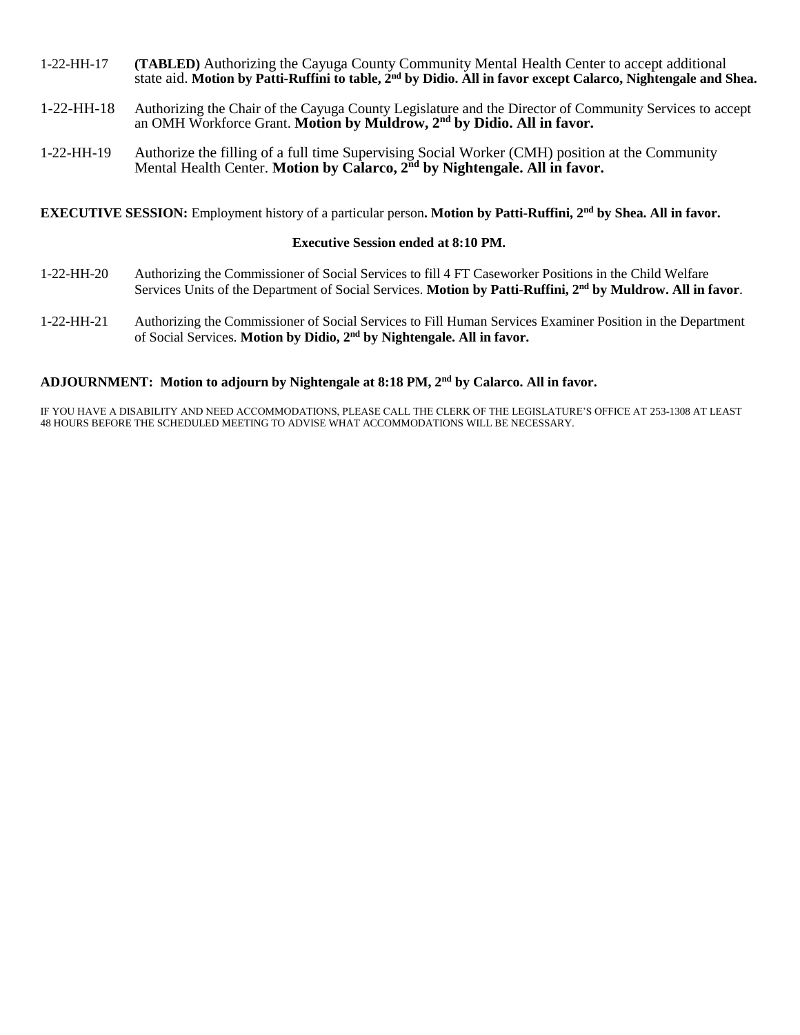1-22-HH-17 **(TABLED)** Authorizing the Cayuga County Community Mental Health Center to accept additional state aid. **Motion by Patti-Ruffini to table, 2nd by Didio. All in favor except Calarco, Nightengale and Shea.**

1-22-HH-18 Authorizing the Chair of the Cayuga County Legislature and the Director of Community Services to accept an OMH Workforce Grant. **Motion by Muldrow, 2nd by Didio. All in favor.**

1-22-HH-19 Authorize the filling of a full time Supervising Social Worker (CMH) position at the Community Mental Health Center. **Motion by Calarco, 2nd by Nightengale. All in favor.**

**EXECUTIVE SESSION:** Employment history of a particular person**. Motion by Patti-Ruffini, 2nd by Shea. All in favor.**

**Executive Session ended at 8:10 PM.**

1-22-HH-20 Authorizing the Commissioner of Social Services to fill 4 FT Caseworker Positions in the Child Welfare Services Units of the Department of Social Services. **Motion by Patti-Ruffini, 2nd by Muldrow. All in favor**.

1-22-HH-21 Authorizing the Commissioner of Social Services to Fill Human Services Examiner Position in the Department of Social Services. **Motion by Didio, 2nd by Nightengale. All in favor.**

**ADJOURNMENT: Motion to adjourn by Nightengale at 8:18 PM, 2nd by Calarco. All in favor.**

IF YOU HAVE A DISABILITY AND NEED ACCOMMODATIONS, PLEASE CALL THE CLERK OF THE LEGISLATURE'S OFFICE AT 253-1308 AT LEAST 48 HOURS BEFORE THE SCHEDULED MEETING TO ADVISE WHAT ACCOMMODATIONS WILL BE NECESSARY.